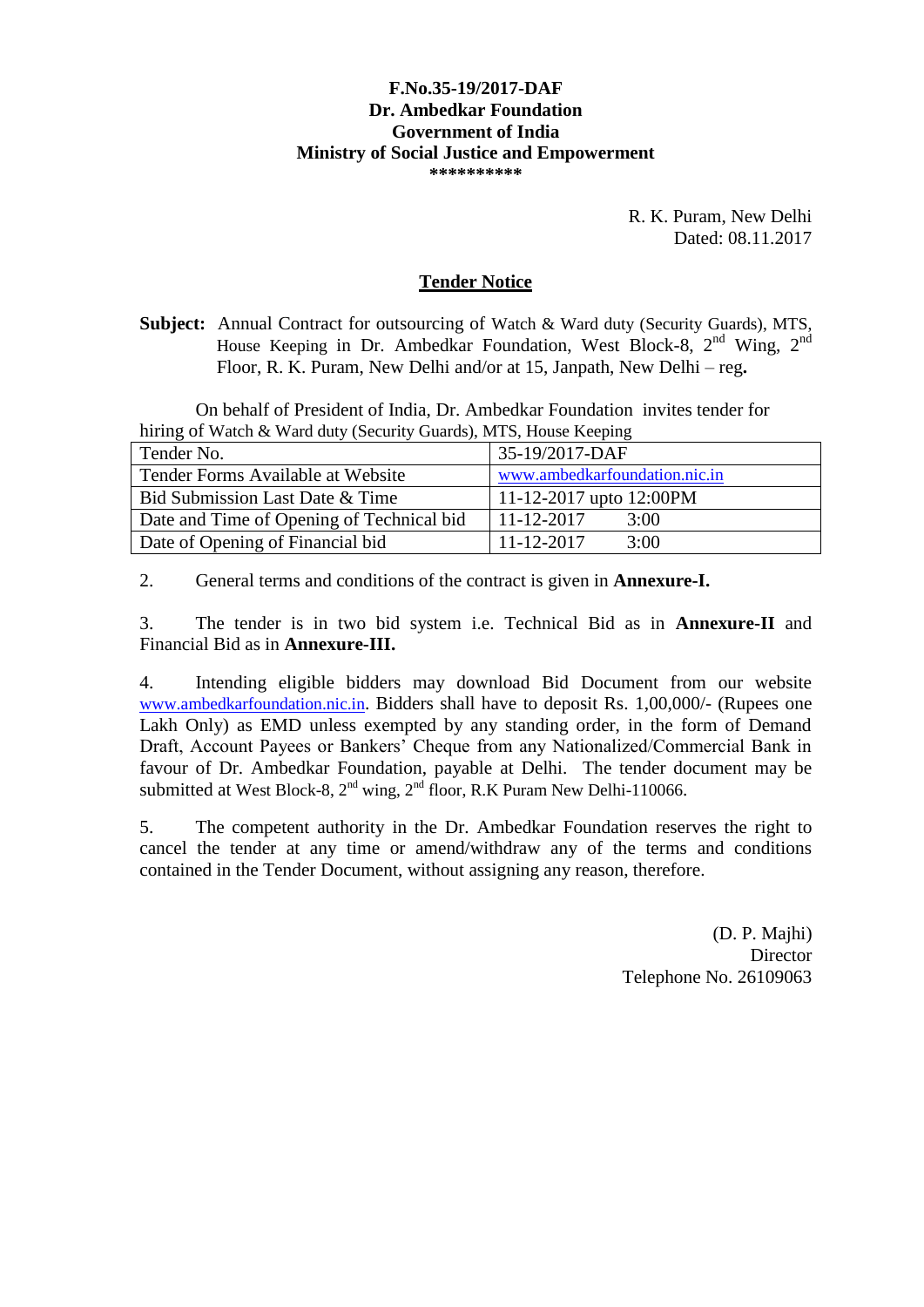**F.No.35-19/2017-DAF**
**Dr. Ambedkar Foundation**
**Government of India**
**Ministry of Social Justice and Empowerment**
**\*\*\*\*\*\*\*\*\*\***

R. K. Puram, New Delhi
Dated: 08.11.2017

## Tender Notice

**Subject:** Annual Contract for outsourcing of Watch & Ward duty (Security Guards), MTS, House Keeping in Dr. Ambedkar Foundation, West Block-8, 2nd Wing, 2nd Floor, R. K. Puram, New Delhi and/or at 15, Janpath, New Delhi – reg**.**

On behalf of President of India, Dr. Ambedkar Foundation invites tender for hiring of Watch & Ward duty (Security Guards), MTS, House Keeping

| Tender No. | 35-19/2017-DAF |
|---|---|
| Tender Forms Available at Website | www.ambedkarfoundation.nic.in |
| Bid Submission Last Date & Time | 11-12-2017 upto 12:00PM |
| Date and Time of Opening of Technical bid | 11-12-2017 3:00 |
| Date of Opening of Financial bid | 11-12-2017 3:00 |

2. General terms and conditions of the contract is given in **Annexure-I.**

3. The tender is in two bid system i.e. Technical Bid as in **Annexure-II** and Financial Bid as in **Annexure-III.**

4. Intending eligible bidders may download Bid Document from our website www.ambedkarfoundation.nic.in. Bidders shall have to deposit Rs. 1,00,000/- (Rupees one Lakh Only) as EMD unless exempted by any standing order, in the form of Demand Draft, Account Payees or Bankers' Cheque from any Nationalized/Commercial Bank in favour of Dr. Ambedkar Foundation, payable at Delhi. The tender document may be submitted at West Block-8, 2nd wing, 2nd floor, R.K Puram New Delhi-110066.

5. The competent authority in the Dr. Ambedkar Foundation reserves the right to cancel the tender at any time or amend/withdraw any of the terms and conditions contained in the Tender Document, without assigning any reason, therefore.

(D. P. Majhi)
Director
Telephone No. 26109063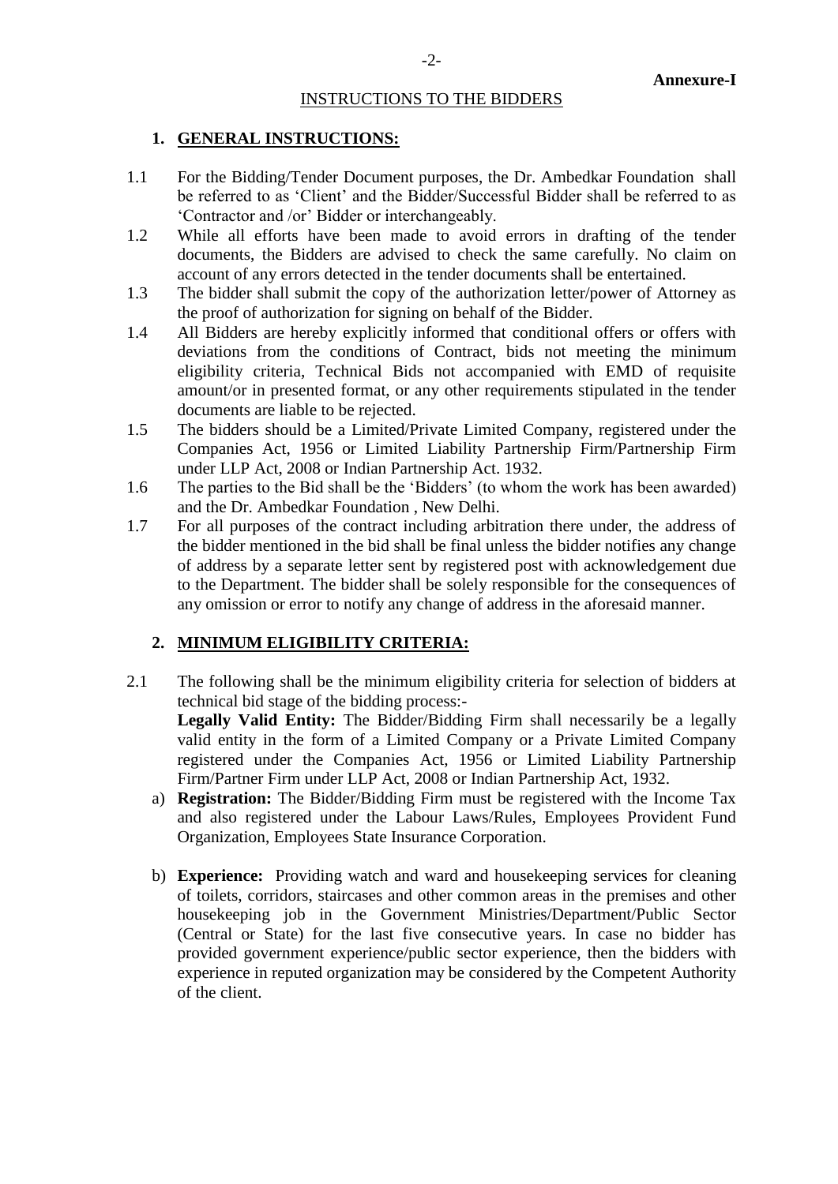**Annexure-I**

INSTRUCTIONS TO THE BIDDERS

## 1. GENERAL INSTRUCTIONS:

1.1 For the Bidding/Tender Document purposes, the Dr. Ambedkar Foundation shall be referred to as 'Client' and the Bidder/Successful Bidder shall be referred to as 'Contractor and /or' Bidder or interchangeably.

1.2 While all efforts have been made to avoid errors in drafting of the tender documents, the Bidders are advised to check the same carefully. No claim on account of any errors detected in the tender documents shall be entertained.

1.3 The bidder shall submit the copy of the authorization letter/power of Attorney as the proof of authorization for signing on behalf of the Bidder.

1.4 All Bidders are hereby explicitly informed that conditional offers or offers with deviations from the conditions of Contract, bids not meeting the minimum eligibility criteria, Technical Bids not accompanied with EMD of requisite amount/or in presented format, or any other requirements stipulated in the tender documents are liable to be rejected.

1.5 The bidders should be a Limited/Private Limited Company, registered under the Companies Act, 1956 or Limited Liability Partnership Firm/Partnership Firm under LLP Act, 2008 or Indian Partnership Act. 1932.

1.6 The parties to the Bid shall be the 'Bidders' (to whom the work has been awarded) and the Dr. Ambedkar Foundation , New Delhi.

1.7 For all purposes of the contract including arbitration there under, the address of the bidder mentioned in the bid shall be final unless the bidder notifies any change of address by a separate letter sent by registered post with acknowledgement due to the Department. The bidder shall be solely responsible for the consequences of any omission or error to notify any change of address in the aforesaid manner.

## 2. MINIMUM ELIGIBILITY CRITERIA:

2.1 The following shall be the minimum eligibility criteria for selection of bidders at technical bid stage of the bidding process:-

**Legally Valid Entity:** The Bidder/Bidding Firm shall necessarily be a legally valid entity in the form of a Limited Company or a Private Limited Company registered under the Companies Act, 1956 or Limited Liability Partnership Firm/Partner Firm under LLP Act, 2008 or Indian Partnership Act, 1932.

a) **Registration:** The Bidder/Bidding Firm must be registered with the Income Tax and also registered under the Labour Laws/Rules, Employees Provident Fund Organization, Employees State Insurance Corporation.

b) **Experience:** Providing watch and ward and housekeeping services for cleaning of toilets, corridors, staircases and other common areas in the premises and other housekeeping job in the Government Ministries/Department/Public Sector (Central or State) for the last five consecutive years. In case no bidder has provided government experience/public sector experience, then the bidders with experience in reputed organization may be considered by the Competent Authority of the client.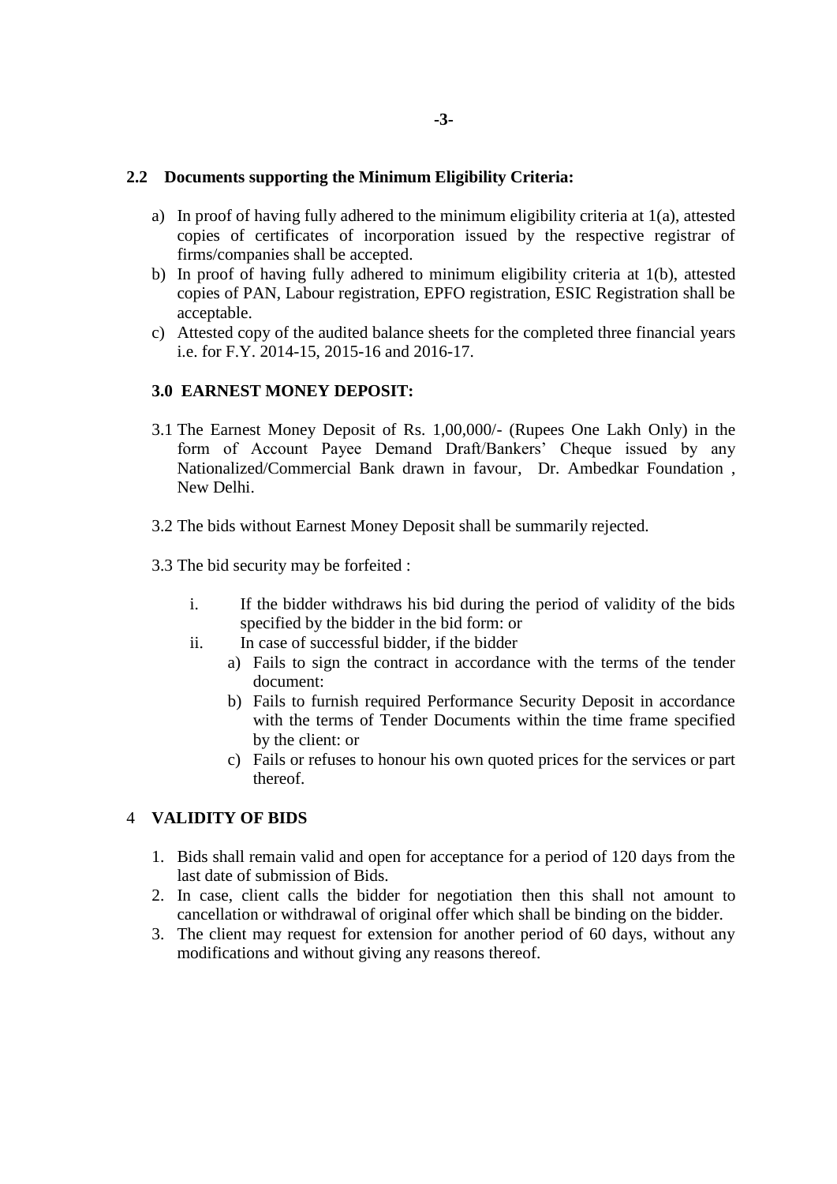### 2.2 Documents supporting the Minimum Eligibility Criteria:

a) In proof of having fully adhered to the minimum eligibility criteria at 1(a), attested copies of certificates of incorporation issued by the respective registrar of firms/companies shall be accepted.
b) In proof of having fully adhered to minimum eligibility criteria at 1(b), attested copies of PAN, Labour registration, EPFO registration, ESIC Registration shall be acceptable.
c) Attested copy of the audited balance sheets for the completed three financial years i.e. for F.Y. 2014-15, 2015-16 and 2016-17.

### 3.0 EARNEST MONEY DEPOSIT:

3.1 The Earnest Money Deposit of Rs. 1,00,000/- (Rupees One Lakh Only) in the form of Account Payee Demand Draft/Bankers' Cheque issued by any Nationalized/Commercial Bank drawn in favour, Dr. Ambedkar Foundation , New Delhi.

3.2 The bids without Earnest Money Deposit shall be summarily rejected.

3.3 The bid security may be forfeited :

i. If the bidder withdraws his bid during the period of validity of the bids specified by the bidder in the bid form: or
ii. In case of successful bidder, if the bidder
   a) Fails to sign the contract in accordance with the terms of the tender document:
   b) Fails to furnish required Performance Security Deposit in accordance with the terms of Tender Documents within the time frame specified by the client: or
   c) Fails or refuses to honour his own quoted prices for the services or part thereof.

### 4 VALIDITY OF BIDS

1. Bids shall remain valid and open for acceptance for a period of 120 days from the last date of submission of Bids.
2. In case, client calls the bidder for negotiation then this shall not amount to cancellation or withdrawal of original offer which shall be binding on the bidder.
3. The client may request for extension for another period of 60 days, without any modifications and without giving any reasons thereof.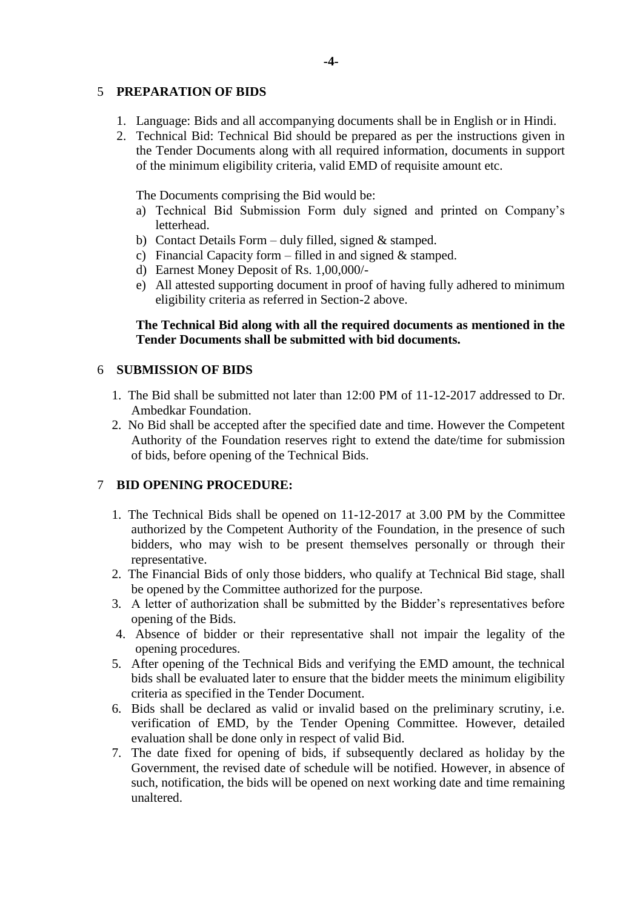## 5 PREPARATION OF BIDS

1. Language: Bids and all accompanying documents shall be in English or in Hindi.
2. Technical Bid: Technical Bid should be prepared as per the instructions given in the Tender Documents along with all required information, documents in support of the minimum eligibility criteria, valid EMD of requisite amount etc.

   The Documents comprising the Bid would be:

   a) Technical Bid Submission Form duly signed and printed on Company's letterhead.
   b) Contact Details Form – duly filled, signed & stamped.
   c) Financial Capacity form – filled in and signed & stamped.
   d) Earnest Money Deposit of Rs. 1,00,000/-
   e) All attested supporting document in proof of having fully adhered to minimum eligibility criteria as referred in Section-2 above.

   **The Technical Bid along with all the required documents as mentioned in the Tender Documents shall be submitted with bid documents.**

## 6 SUBMISSION OF BIDS

1. The Bid shall be submitted not later than 12:00 PM of 11-12-2017 addressed to Dr. Ambedkar Foundation.
2. No Bid shall be accepted after the specified date and time. However the Competent Authority of the Foundation reserves right to extend the date/time for submission of bids, before opening of the Technical Bids.

## 7 BID OPENING PROCEDURE:

1. The Technical Bids shall be opened on 11-12-2017 at 3.00 PM by the Committee authorized by the Competent Authority of the Foundation, in the presence of such bidders, who may wish to be present themselves personally or through their representative.
2. The Financial Bids of only those bidders, who qualify at Technical Bid stage, shall be opened by the Committee authorized for the purpose.
3. A letter of authorization shall be submitted by the Bidder's representatives before opening of the Bids.
4. Absence of bidder or their representative shall not impair the legality of the opening procedures.
5. After opening of the Technical Bids and verifying the EMD amount, the technical bids shall be evaluated later to ensure that the bidder meets the minimum eligibility criteria as specified in the Tender Document.
6. Bids shall be declared as valid or invalid based on the preliminary scrutiny, i.e. verification of EMD, by the Tender Opening Committee. However, detailed evaluation shall be done only in respect of valid Bid.
7. The date fixed for opening of bids, if subsequently declared as holiday by the Government, the revised date of schedule will be notified. However, in absence of such, notification, the bids will be opened on next working date and time remaining unaltered.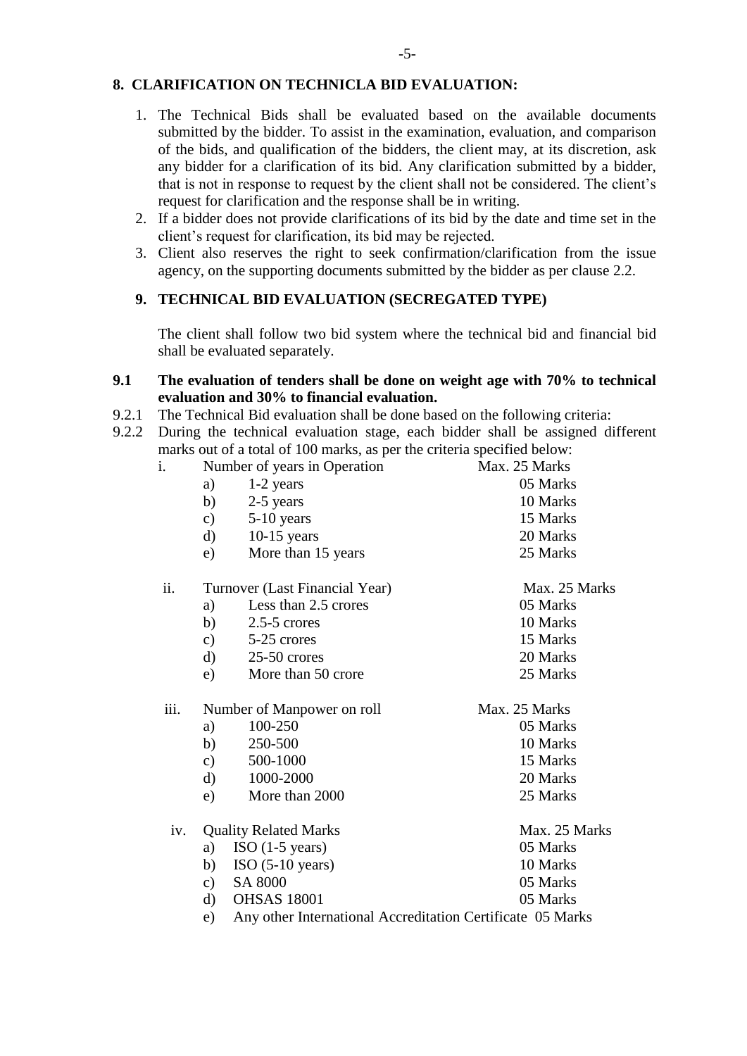## 8. CLARIFICATION ON TECHNICLA BID EVALUATION:

1. The Technical Bids shall be evaluated based on the available documents submitted by the bidder. To assist in the examination, evaluation, and comparison of the bids, and qualification of the bidders, the client may, at its discretion, ask any bidder for a clarification of its bid. Any clarification submitted by a bidder, that is not in response to request by the client shall not be considered. The client's request for clarification and the response shall be in writing.
2. If a bidder does not provide clarifications of its bid by the date and time set in the client's request for clarification, its bid may be rejected.
3. Client also reserves the right to seek confirmation/clarification from the issue agency, on the supporting documents submitted by the bidder as per clause 2.2.

## 9. TECHNICAL BID EVALUATION (SECREGATED TYPE)

The client shall follow two bid system where the technical bid and financial bid shall be evaluated separately.

**9.1 The evaluation of tenders shall be done on weight age with 70% to technical evaluation and 30% to financial evaluation.**

9.2.1 The Technical Bid evaluation shall be done based on the following criteria:

9.2.2 During the technical evaluation stage, each bidder shall be assigned different marks out of a total of 100 marks, as per the criteria specified below:

i. Number of years in Operation — Max. 25 Marks

| | Criteria | Marks |
|---|---|---|
| a) | 1-2 years | 05 Marks |
| b) | 2-5 years | 10 Marks |
| c) | 5-10 years | 15 Marks |
| d) | 10-15 years | 20 Marks |
| e) | More than 15 years | 25 Marks |

ii. Turnover (Last Financial Year) — Max. 25 Marks

| | Criteria | Marks |
|---|---|---|
| a) | Less than 2.5 crores | 05 Marks |
| b) | 2.5-5 crores | 10 Marks |
| c) | 5-25 crores | 15 Marks |
| d) | 25-50 crores | 20 Marks |
| e) | More than 50 crore | 25 Marks |

iii. Number of Manpower on roll — Max. 25 Marks

| | Criteria | Marks |
|---|---|---|
| a) | 100-250 | 05 Marks |
| b) | 250-500 | 10 Marks |
| c) | 500-1000 | 15 Marks |
| d) | 1000-2000 | 20 Marks |
| e) | More than 2000 | 25 Marks |

iv. Quality Related Marks — Max. 25 Marks

| | Criteria | Marks |
|---|---|---|
| a) | ISO (1-5 years) | 05 Marks |
| b) | ISO (5-10 years) | 10 Marks |
| c) | SA 8000 | 05 Marks |
| d) | OHSAS 18001 | 05 Marks |
| e) | Any other International Accreditation Certificate | 05 Marks |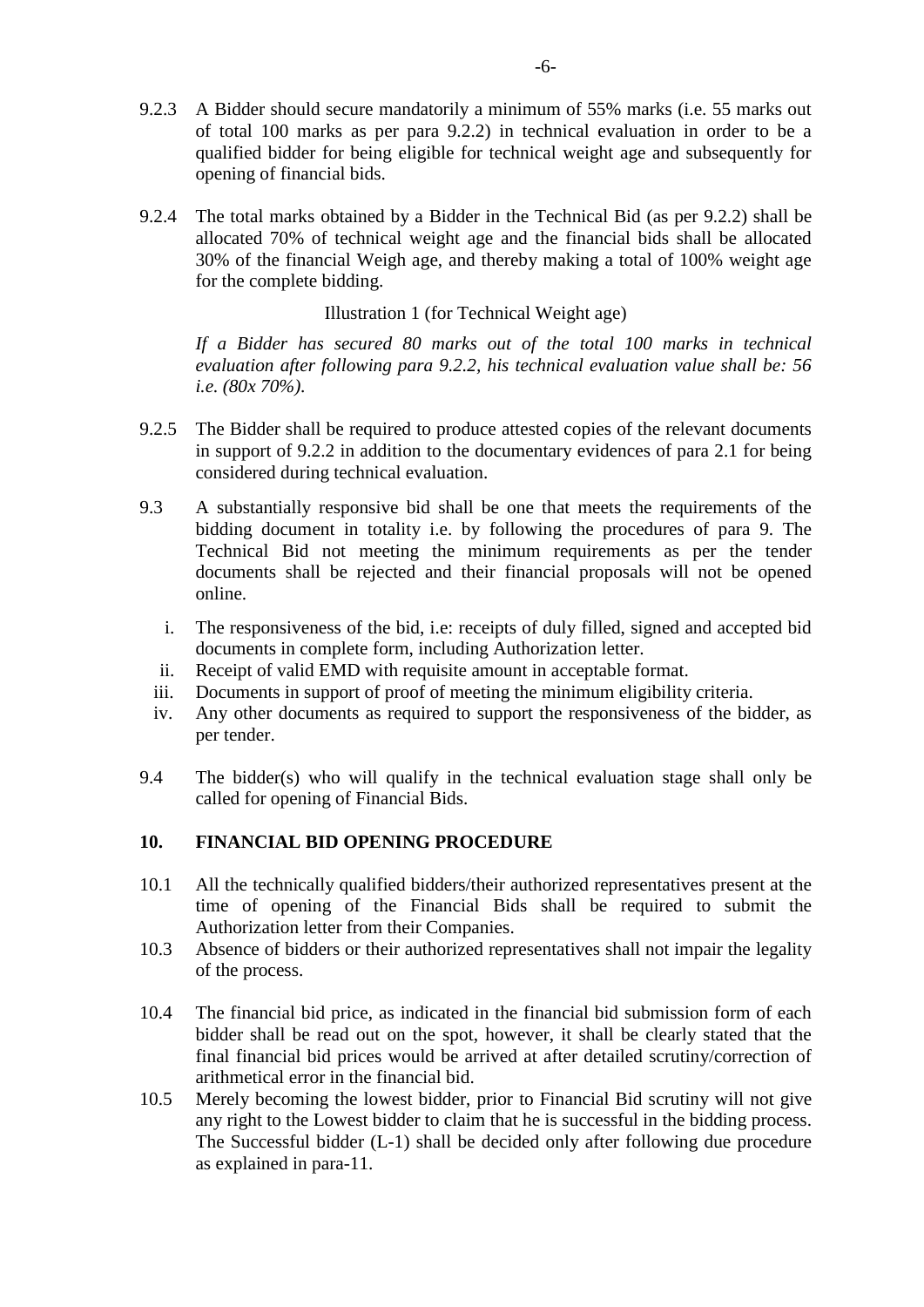9.2.3 A Bidder should secure mandatorily a minimum of 55% marks (i.e. 55 marks out of total 100 marks as per para 9.2.2) in technical evaluation in order to be a qualified bidder for being eligible for technical weight age and subsequently for opening of financial bids.

9.2.4 The total marks obtained by a Bidder in the Technical Bid (as per 9.2.2) shall be allocated 70% of technical weight age and the financial bids shall be allocated 30% of the financial Weigh age, and thereby making a total of 100% weight age for the complete bidding.

Illustration 1 (for Technical Weight age)

*If a Bidder has secured 80 marks out of the total 100 marks in technical evaluation after following para 9.2.2, his technical evaluation value shall be: 56 i.e. (80x 70%).*

9.2.5 The Bidder shall be required to produce attested copies of the relevant documents in support of 9.2.2 in addition to the documentary evidences of para 2.1 for being considered during technical evaluation.

9.3 A substantially responsive bid shall be one that meets the requirements of the bidding document in totality i.e. by following the procedures of para 9. The Technical Bid not meeting the minimum requirements as per the tender documents shall be rejected and their financial proposals will not be opened online.

i. The responsiveness of the bid, i.e: receipts of duly filled, signed and accepted bid documents in complete form, including Authorization letter.
ii. Receipt of valid EMD with requisite amount in acceptable format.
iii. Documents in support of proof of meeting the minimum eligibility criteria.
iv. Any other documents as required to support the responsiveness of the bidder, as per tender.

9.4 The bidder(s) who will qualify in the technical evaluation stage shall only be called for opening of Financial Bids.

## 10. FINANCIAL BID OPENING PROCEDURE

10.1 All the technically qualified bidders/their authorized representatives present at the time of opening of the Financial Bids shall be required to submit the Authorization letter from their Companies.

10.3 Absence of bidders or their authorized representatives shall not impair the legality of the process.

10.4 The financial bid price, as indicated in the financial bid submission form of each bidder shall be read out on the spot, however, it shall be clearly stated that the final financial bid prices would be arrived at after detailed scrutiny/correction of arithmetical error in the financial bid.

10.5 Merely becoming the lowest bidder, prior to Financial Bid scrutiny will not give any right to the Lowest bidder to claim that he is successful in the bidding process. The Successful bidder (L-1) shall be decided only after following due procedure as explained in para-11.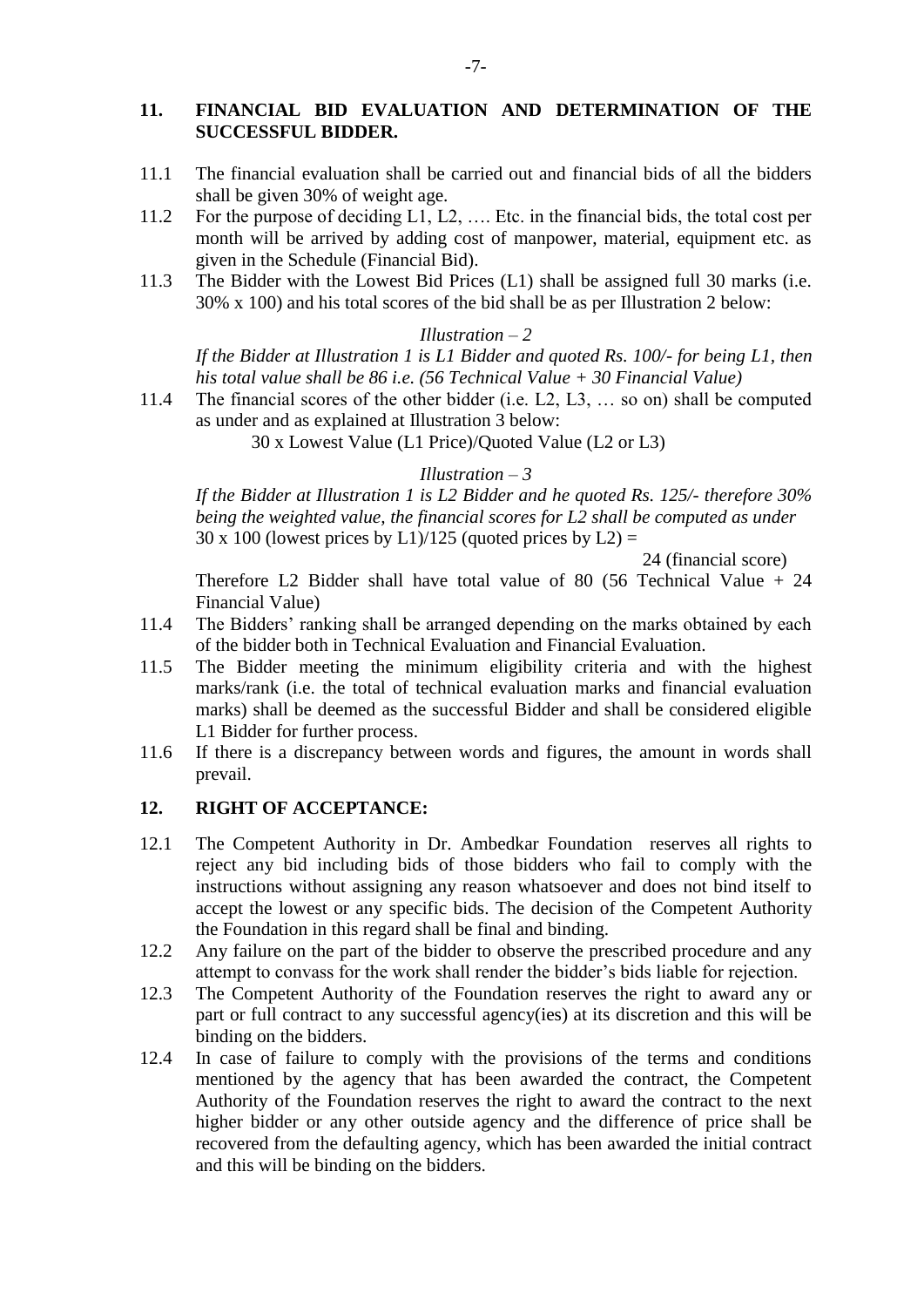## 11. FINANCIAL BID EVALUATION AND DETERMINATION OF THE SUCCESSFUL BIDDER.

11.1 The financial evaluation shall be carried out and financial bids of all the bidders shall be given 30% of weight age.

11.2 For the purpose of deciding L1, L2, …. Etc. in the financial bids, the total cost per month will be arrived by adding cost of manpower, material, equipment etc. as given in the Schedule (Financial Bid).

11.3 The Bidder with the Lowest Bid Prices (L1) shall be assigned full 30 marks (i.e. 30% x 100) and his total scores of the bid shall be as per Illustration 2 below:

*Illustration – 2*

*If the Bidder at Illustration 1 is L1 Bidder and quoted Rs. 100/- for being L1, then his total value shall be 86 i.e. (56 Technical Value + 30 Financial Value)*

11.4 The financial scores of the other bidder (i.e. L2, L3, … so on) shall be computed as under and as explained at Illustration 3 below:

30 x Lowest Value (L1 Price)/Quoted Value (L2 or L3)

*Illustration – 3*

*If the Bidder at Illustration 1 is L2 Bidder and he quoted Rs. 125/- therefore 30% being the weighted value, the financial scores for L2 shall be computed as under*
30 x 100 (lowest prices by L1)/125 (quoted prices by L2) =

24 (financial score)

Therefore L2 Bidder shall have total value of 80 (56 Technical Value + 24 Financial Value)

11.4 The Bidders' ranking shall be arranged depending on the marks obtained by each of the bidder both in Technical Evaluation and Financial Evaluation.

11.5 The Bidder meeting the minimum eligibility criteria and with the highest marks/rank (i.e. the total of technical evaluation marks and financial evaluation marks) shall be deemed as the successful Bidder and shall be considered eligible L1 Bidder for further process.

11.6 If there is a discrepancy between words and figures, the amount in words shall prevail.

## 12. RIGHT OF ACCEPTANCE:

12.1 The Competent Authority in Dr. Ambedkar Foundation reserves all rights to reject any bid including bids of those bidders who fail to comply with the instructions without assigning any reason whatsoever and does not bind itself to accept the lowest or any specific bids. The decision of the Competent Authority the Foundation in this regard shall be final and binding.

12.2 Any failure on the part of the bidder to observe the prescribed procedure and any attempt to convass for the work shall render the bidder's bids liable for rejection.

12.3 The Competent Authority of the Foundation reserves the right to award any or part or full contract to any successful agency(ies) at its discretion and this will be binding on the bidders.

12.4 In case of failure to comply with the provisions of the terms and conditions mentioned by the agency that has been awarded the contract, the Competent Authority of the Foundation reserves the right to award the contract to the next higher bidder or any other outside agency and the difference of price shall be recovered from the defaulting agency, which has been awarded the initial contract and this will be binding on the bidders.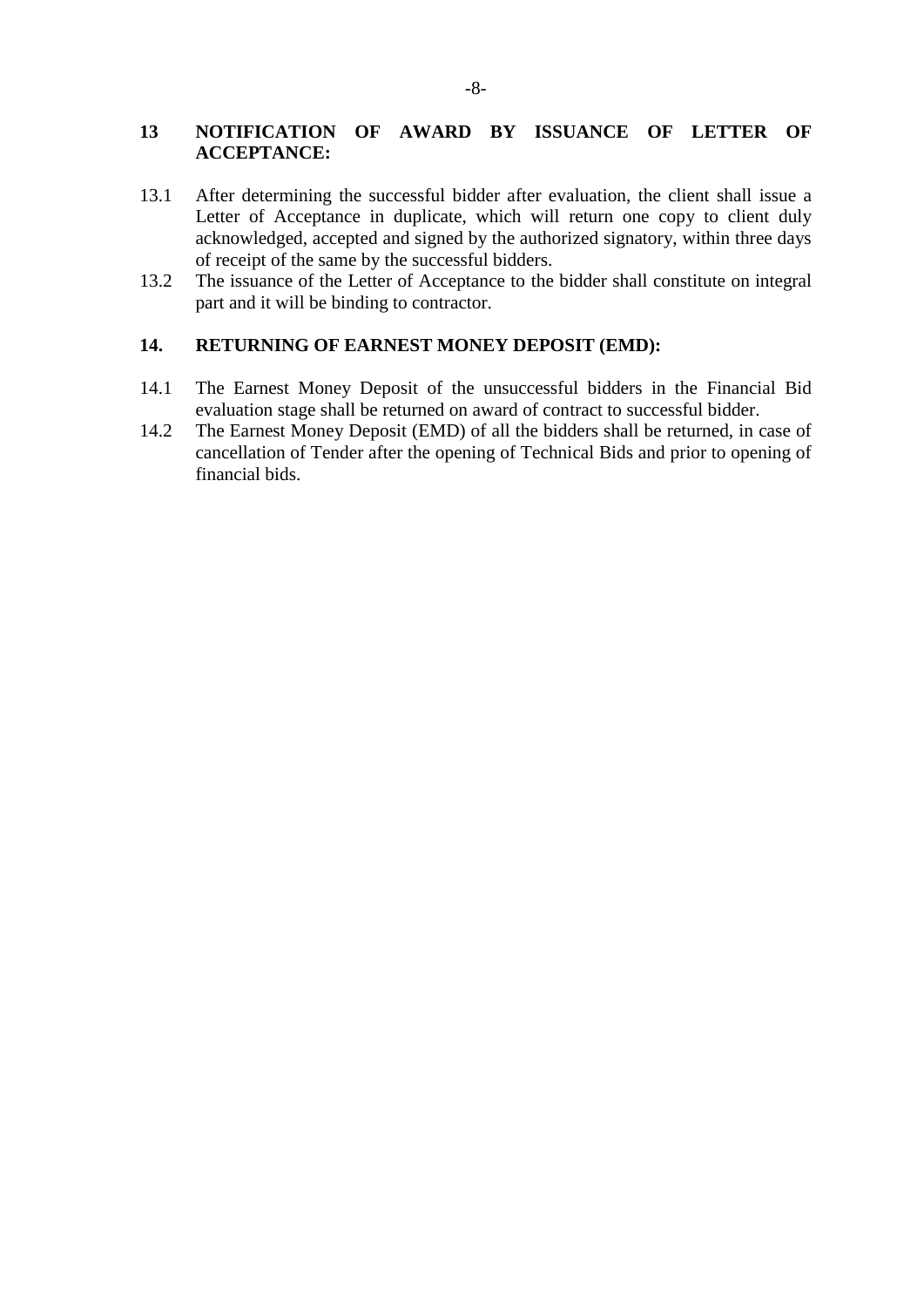## 13 NOTIFICATION OF AWARD BY ISSUANCE OF LETTER OF ACCEPTANCE:

13.1 After determining the successful bidder after evaluation, the client shall issue a Letter of Acceptance in duplicate, which will return one copy to client duly acknowledged, accepted and signed by the authorized signatory, within three days of receipt of the same by the successful bidders.

13.2 The issuance of the Letter of Acceptance to the bidder shall constitute on integral part and it will be binding to contractor.

## 14. RETURNING OF EARNEST MONEY DEPOSIT (EMD):

14.1 The Earnest Money Deposit of the unsuccessful bidders in the Financial Bid evaluation stage shall be returned on award of contract to successful bidder.

14.2 The Earnest Money Deposit (EMD) of all the bidders shall be returned, in case of cancellation of Tender after the opening of Technical Bids and prior to opening of financial bids.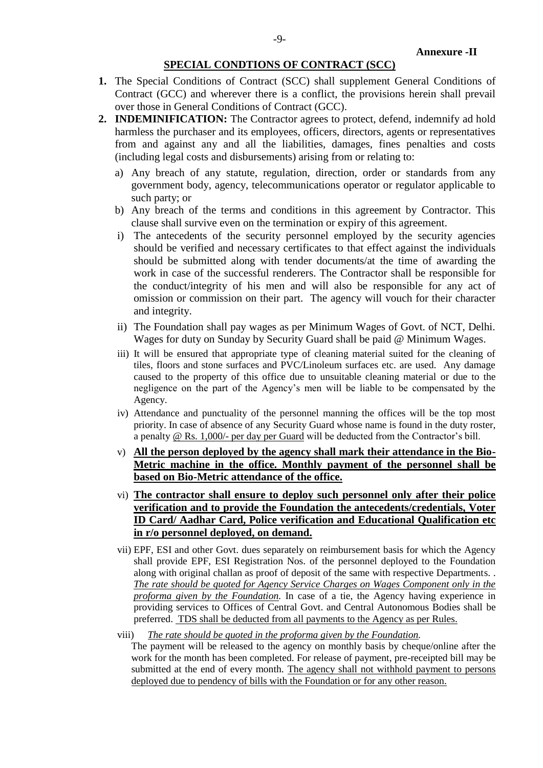**Annexure -II**

## SPECIAL CONDTIONS OF CONTRACT (SCC)

1. The Special Conditions of Contract (SCC) shall supplement General Conditions of Contract (GCC) and wherever there is a conflict, the provisions herein shall prevail over those in General Conditions of Contract (GCC).
2. **INDEMINIFICATION:** The Contractor agrees to protect, defend, indemnify ad hold harmless the purchaser and its employees, officers, directors, agents or representatives from and against any and all the liabilities, damages, fines penalties and costs (including legal costs and disbursements) arising from or relating to:
   a) Any breach of any statute, regulation, direction, order or standards from any government body, agency, telecommunications operator or regulator applicable to such party; or
   b) Any breach of the terms and conditions in this agreement by Contractor. This clause shall survive even on the termination or expiry of this agreement.

   i) The antecedents of the security personnel employed by the security agencies should be verified and necessary certificates to that effect against the individuals should be submitted along with tender documents/at the time of awarding the work in case of the successful renderers. The Contractor shall be responsible for the conduct/integrity of his men and will also be responsible for any act of omission or commission on their part. The agency will vouch for their character and integrity.

   ii) The Foundation shall pay wages as per Minimum Wages of Govt. of NCT, Delhi. Wages for duty on Sunday by Security Guard shall be paid @ Minimum Wages.

   iii) It will be ensured that appropriate type of cleaning material suited for the cleaning of tiles, floors and stone surfaces and PVC/Linoleum surfaces etc. are used. Any damage caused to the property of this office due to unsuitable cleaning material or due to the negligence on the part of the Agency's men will be liable to be compensated by the Agency.

   iv) Attendance and punctuality of the personnel manning the offices will be the top most priority. In case of absence of any Security Guard whose name is found in the duty roster, a penalty <u>@ Rs. 1,000/- per day per Guard</u> will be deducted from the Contractor's bill.

   v) **<u>All the person deployed by the agency shall mark their attendance in the Bio-Metric machine in the office. Monthly payment of the personnel shall be based on Bio-Metric attendance of the office.</u>**

   vi) **<u>The contractor shall ensure to deploy such personnel only after their police verification and to provide the Foundation the antecedents/credentials, Voter ID Card/ Aadhar Card, Police verification and Educational Qualification etc in r/o personnel deployed, on demand.</u>**

   vii) EPF, ESI and other Govt. dues separately on reimbursement basis for which the Agency shall provide EPF, ESI Registration Nos. of the personnel deployed to the Foundation along with original challan as proof of deposit of the same with respective Departments. . *<u>The rate should be quoted for Agency Service Charges on Wages Component only in the proforma given by the Foundation.</u>* In case of a tie, the Agency having experience in providing services to Offices of Central Govt. and Central Autonomous Bodies shall be preferred. <u>TDS shall be deducted from all payments to the Agency as per Rules.</u>

   viii) *<u>The rate should be quoted in the proforma given by the Foundation.</u>*
   The payment will be released to the agency on monthly basis by cheque/online after the work for the month has been completed. For release of payment, pre-receipted bill may be submitted at the end of every month. <u>The agency shall not withhold payment to persons deployed due to pendency of bills with the Foundation or for any other reason.</u>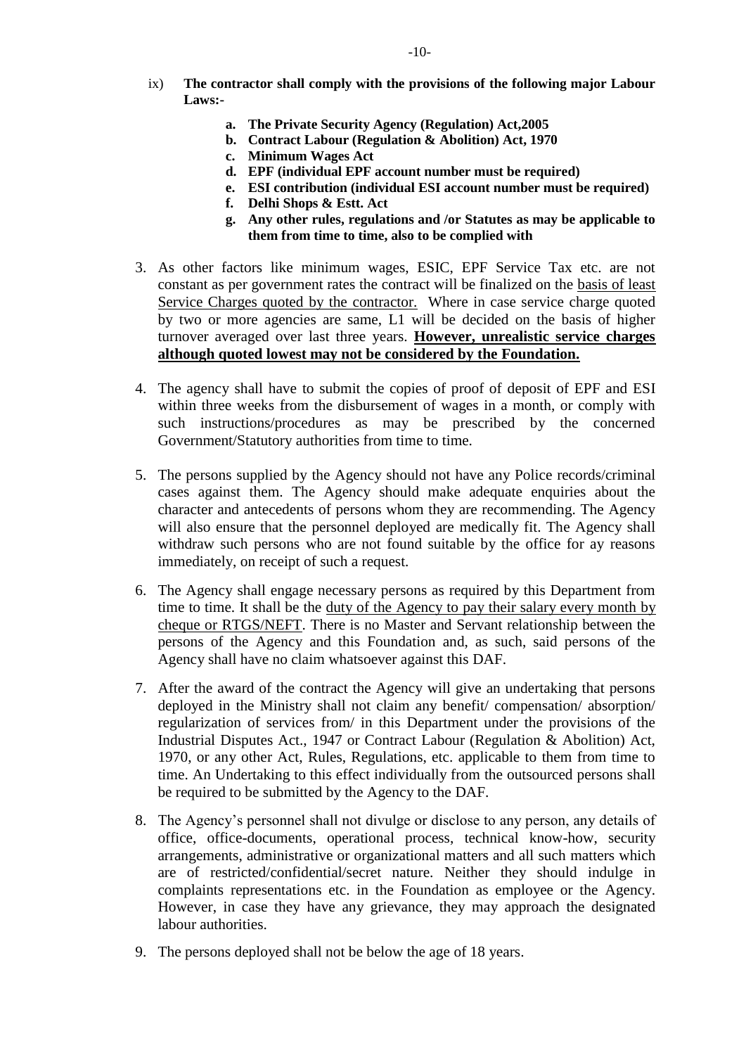ix) **The contractor shall comply with the provisions of the following major Labour Laws:-**

  a. **The Private Security Agency (Regulation) Act,2005**
  b. **Contract Labour (Regulation & Abolition) Act, 1970**
  c. **Minimum Wages Act**
  d. **EPF (individual EPF account number must be required)**
  e. **ESI contribution (individual ESI account number must be required)**
  f. **Delhi Shops & Estt. Act**
  g. **Any other rules, regulations and /or Statutes as may be applicable to them from time to time, also to be complied with**

3. As other factors like minimum wages, ESIC, EPF Service Tax etc. are not constant as per government rates the contract will be finalized on the <u>basis of least Service Charges quoted by the contractor.</u> Where in case service charge quoted by two or more agencies are same, L1 will be decided on the basis of higher turnover averaged over last three years. **<u>However, unrealistic service charges although quoted lowest may not be considered by the Foundation.</u>**

4. The agency shall have to submit the copies of proof of deposit of EPF and ESI within three weeks from the disbursement of wages in a month, or comply with such instructions/procedures as may be prescribed by the concerned Government/Statutory authorities from time to time.

5. The persons supplied by the Agency should not have any Police records/criminal cases against them. The Agency should make adequate enquiries about the character and antecedents of persons whom they are recommending. The Agency will also ensure that the personnel deployed are medically fit. The Agency shall withdraw such persons who are not found suitable by the office for ay reasons immediately, on receipt of such a request.

6. The Agency shall engage necessary persons as required by this Department from time to time. It shall be the <u>duty of the Agency to pay their salary every month by cheque or RTGS/NEFT</u>. There is no Master and Servant relationship between the persons of the Agency and this Foundation and, as such, said persons of the Agency shall have no claim whatsoever against this DAF.

7. After the award of the contract the Agency will give an undertaking that persons deployed in the Ministry shall not claim any benefit/ compensation/ absorption/ regularization of services from/ in this Department under the provisions of the Industrial Disputes Act., 1947 or Contract Labour (Regulation & Abolition) Act, 1970, or any other Act, Rules, Regulations, etc. applicable to them from time to time. An Undertaking to this effect individually from the outsourced persons shall be required to be submitted by the Agency to the DAF.

8. The Agency's personnel shall not divulge or disclose to any person, any details of office, office-documents, operational process, technical know-how, security arrangements, administrative or organizational matters and all such matters which are of restricted/confidential/secret nature. Neither they should indulge in complaints representations etc. in the Foundation as employee or the Agency. However, in case they have any grievance, they may approach the designated labour authorities.

9. The persons deployed shall not be below the age of 18 years.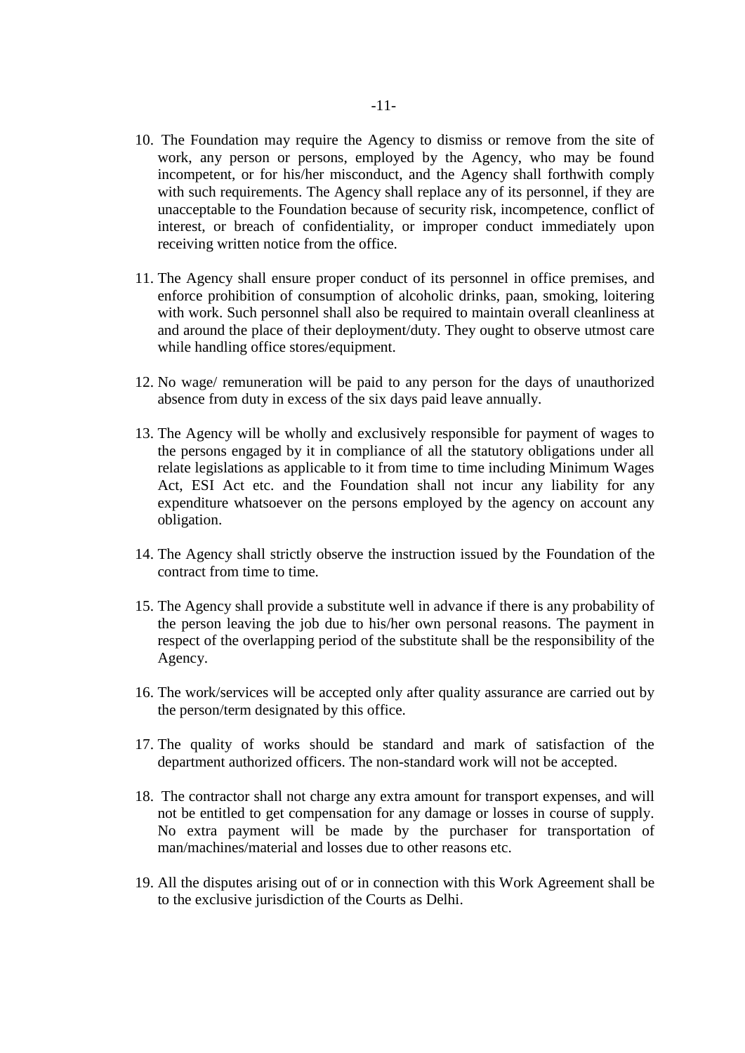10. The Foundation may require the Agency to dismiss or remove from the site of work, any person or persons, employed by the Agency, who may be found incompetent, or for his/her misconduct, and the Agency shall forthwith comply with such requirements. The Agency shall replace any of its personnel, if they are unacceptable to the Foundation because of security risk, incompetence, conflict of interest, or breach of confidentiality, or improper conduct immediately upon receiving written notice from the office.

11. The Agency shall ensure proper conduct of its personnel in office premises, and enforce prohibition of consumption of alcoholic drinks, paan, smoking, loitering with work. Such personnel shall also be required to maintain overall cleanliness at and around the place of their deployment/duty. They ought to observe utmost care while handling office stores/equipment.

12. No wage/ remuneration will be paid to any person for the days of unauthorized absence from duty in excess of the six days paid leave annually.

13. The Agency will be wholly and exclusively responsible for payment of wages to the persons engaged by it in compliance of all the statutory obligations under all relate legislations as applicable to it from time to time including Minimum Wages Act, ESI Act etc. and the Foundation shall not incur any liability for any expenditure whatsoever on the persons employed by the agency on account any obligation.

14. The Agency shall strictly observe the instruction issued by the Foundation of the contract from time to time.

15. The Agency shall provide a substitute well in advance if there is any probability of the person leaving the job due to his/her own personal reasons. The payment in respect of the overlapping period of the substitute shall be the responsibility of the Agency.

16. The work/services will be accepted only after quality assurance are carried out by the person/term designated by this office.

17. The quality of works should be standard and mark of satisfaction of the department authorized officers. The non-standard work will not be accepted.

18. The contractor shall not charge any extra amount for transport expenses, and will not be entitled to get compensation for any damage or losses in course of supply. No extra payment will be made by the purchaser for transportation of man/machines/material and losses due to other reasons etc.

19. All the disputes arising out of or in connection with this Work Agreement shall be to the exclusive jurisdiction of the Courts as Delhi.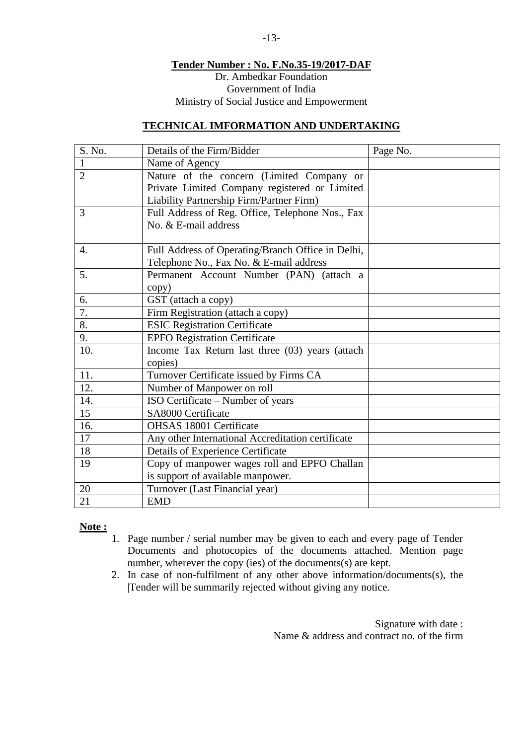**Tender Number : No. F.No.35-19/2017-DAF**

Dr. Ambedkar Foundation
Government of India
Ministry of Social Justice and Empowerment

## TECHNICAL IMFORMATION AND UNDERTAKING

| S. No. | Details of the Firm/Bidder | Page No. |
|---|---|---|
| 1 | Name of Agency | |
| 2 | Nature of the concern (Limited Company or Private Limited Company registered or Limited Liability Partnership Firm/Partner Firm) | |
| 3 | Full Address of Reg. Office, Telephone Nos., Fax No. & E-mail address | |
| 4. | Full Address of Operating/Branch Office in Delhi, Telephone No., Fax No. & E-mail address | |
| 5. | Permanent Account Number (PAN) (attach a copy) | |
| 6. | GST (attach a copy) | |
| 7. | Firm Registration (attach a copy) | |
| 8. | ESIC Registration Certificate | |
| 9. | EPFO Registration Certificate | |
| 10. | Income Tax Return last three (03) years (attach copies) | |
| 11. | Turnover Certificate issued by Firms CA | |
| 12. | Number of Manpower on roll | |
| 14. | ISO Certificate – Number of years | |
| 15 | SA8000 Certificate | |
| 16. | OHSAS 18001 Certificate | |
| 17 | Any other International Accreditation certificate | |
| 18 | Details of Experience Certificate | |
| 19 | Copy of manpower wages roll and EPFO Challan is support of available manpower. | |
| 20 | Turnover (Last Financial year) | |
| 21 | EMD | |

**Note :**

1. Page number / serial number may be given to each and every page of Tender Documents and photocopies of the documents attached. Mention page number, wherever the copy (ies) of the documents(s) are kept.
2. In case of non-fulfilment of any other above information/documents(s), the |Tender will be summarily rejected without giving any notice.

Signature with date :
Name & address and contract no. of the firm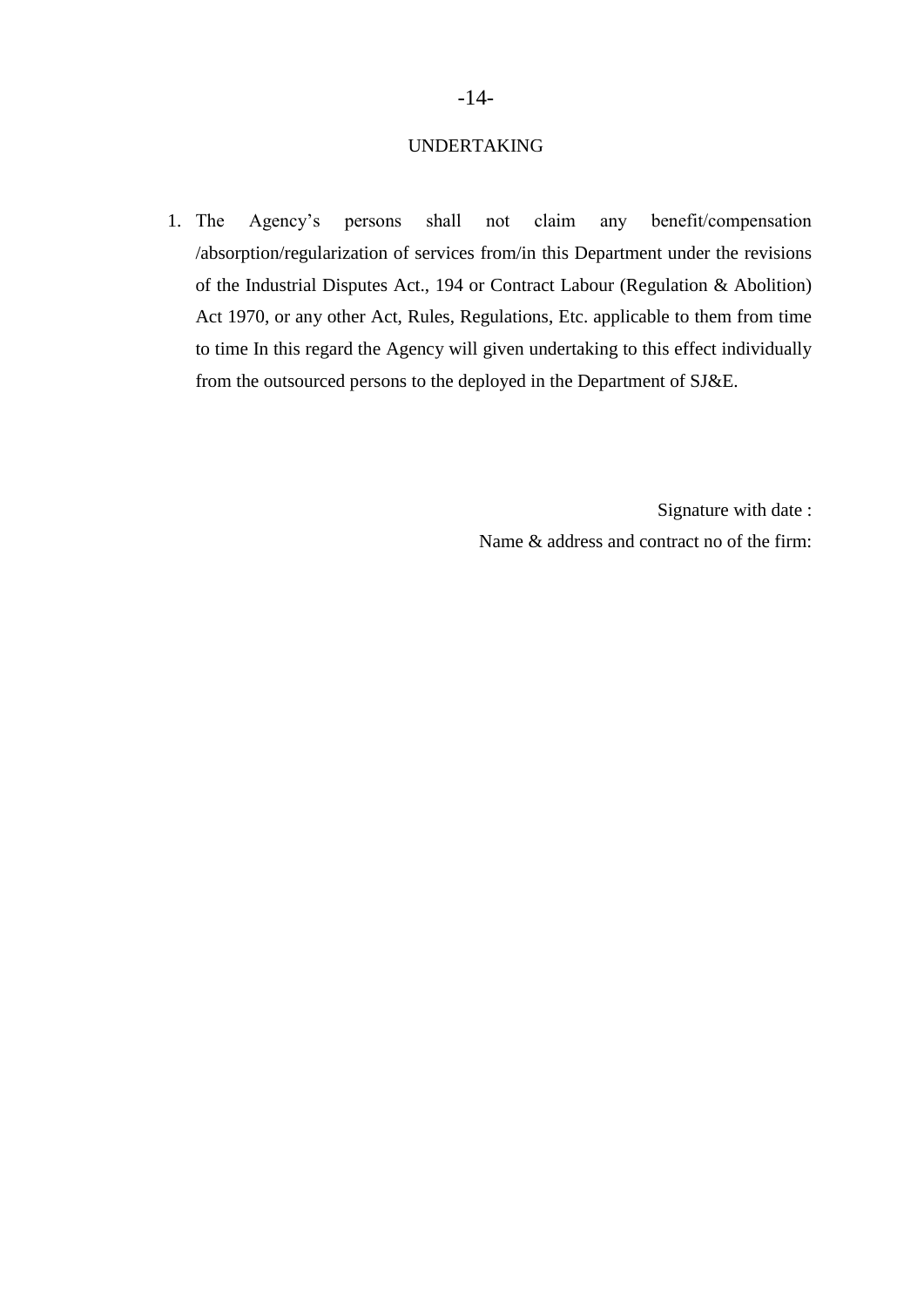## UNDERTAKING

1. The Agency's persons shall not claim any benefit/compensation /absorption/regularization of services from/in this Department under the revisions of the Industrial Disputes Act., 194 or Contract Labour (Regulation & Abolition) Act 1970, or any other Act, Rules, Regulations, Etc. applicable to them from time to time In this regard the Agency will given undertaking to this effect individually from the outsourced persons to the deployed in the Department of SJ&E.

Signature with date :

Name & address and contract no of the firm: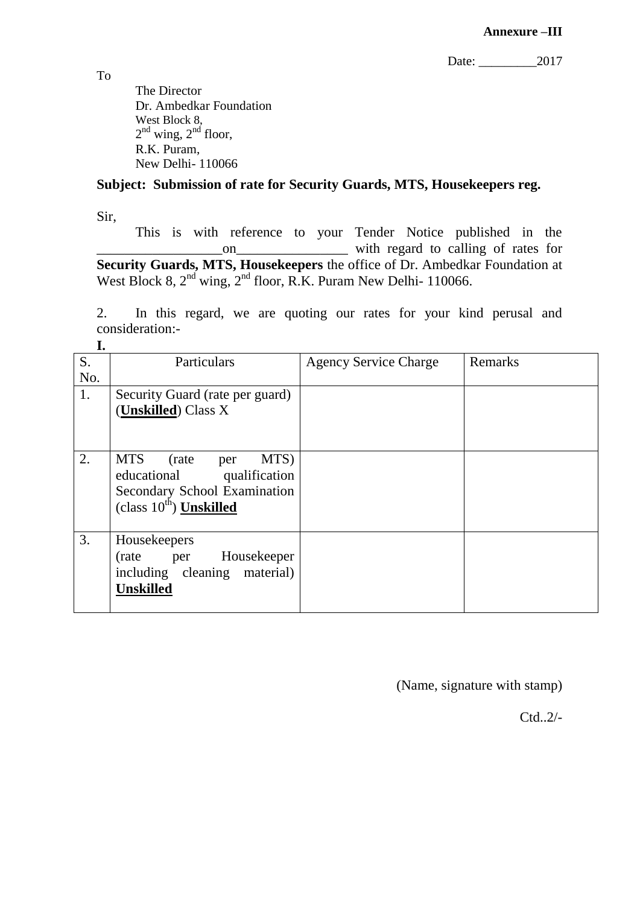**Annexure –III**

Date: _________2017

To

The Director
Dr. Ambedkar Foundation
West Block 8,
2nd wing, 2nd floor,
R.K. Puram,
New Delhi- 110066

**Subject: Submission of rate for Security Guards, MTS, Housekeepers reg.**

Sir,

This is with reference to your Tender Notice published in the __________________on________________ with regard to calling of rates for **Security Guards, MTS, Housekeepers** the office of Dr. Ambedkar Foundation at West Block 8, 2nd wing, 2nd floor, R.K. Puram New Delhi- 110066.

2. In this regard, we are quoting our rates for your kind perusal and consideration:-

**I.**

| S. No. | Particulars | Agency Service Charge | Remarks |
|---|---|---|---|
| 1. | Security Guard (rate per guard) (**Unskilled**) Class X | | |
| 2. | MTS (rate per MTS) educational qualification Secondary School Examination (class 10th) **Unskilled** | | |
| 3. | Housekeepers (rate per Housekeeper including cleaning material) **Unskilled** | | |

(Name, signature with stamp)

Ctd..2/-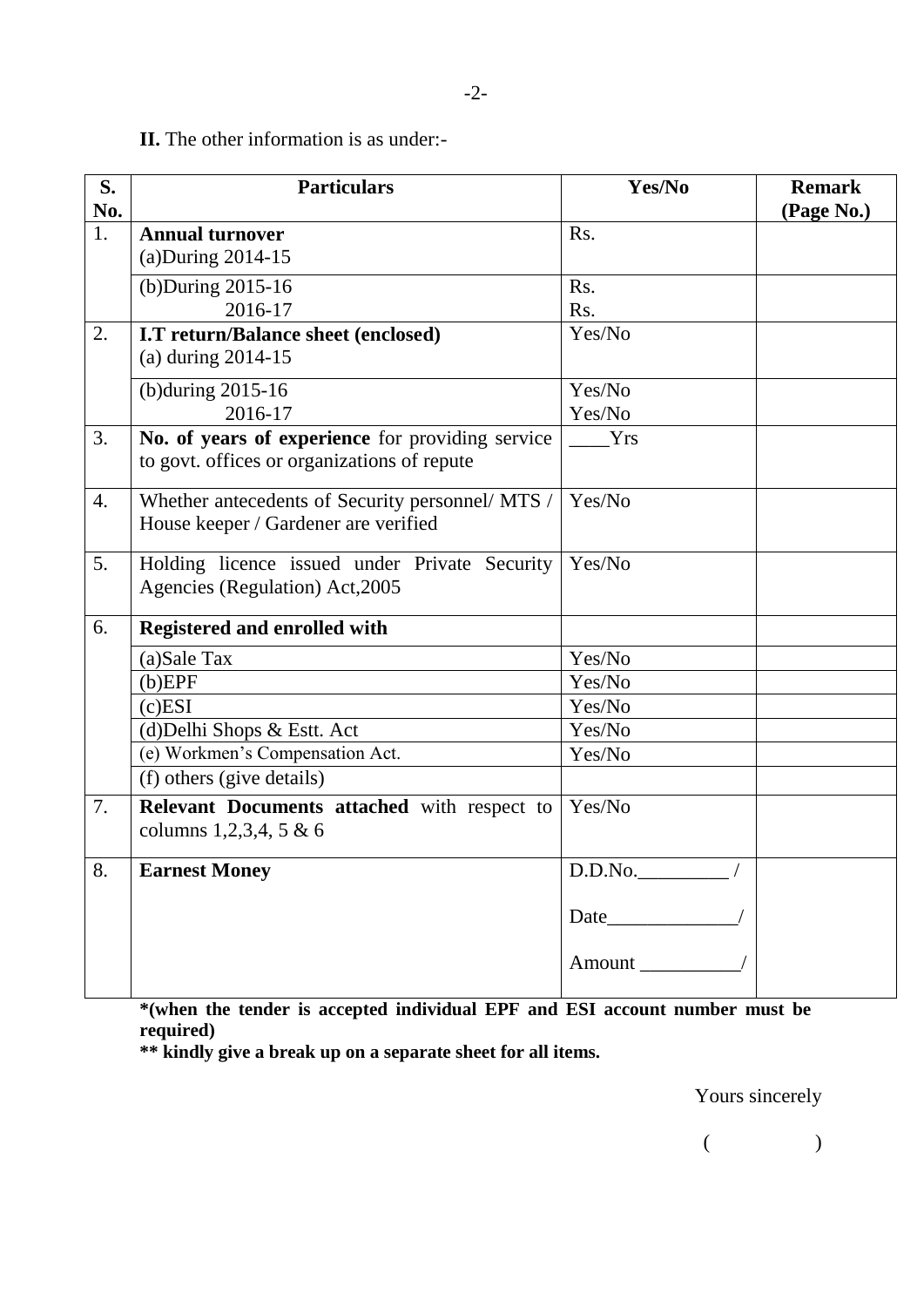**II.** The other information is as under:-

| S. No. | Particulars | Yes/No | Remark (Page No.) |
|---|---|---|---|
| 1. | **Annual turnover**<br>(a)During 2014-15 | Rs. | |
| | (b)During 2015-16<br>2016-17 | Rs.<br>Rs. | |
| 2. | **I.T return/Balance sheet (enclosed)**<br>(a) during 2014-15 | Yes/No | |
| | (b)during 2015-16<br>2016-17 | Yes/No<br>Yes/No | |
| 3. | **No. of years of experience** for providing service to govt. offices or organizations of repute | ____Yrs | |
| 4. | Whether antecedents of Security personnel/ MTS / House keeper / Gardener are verified | Yes/No | |
| 5. | Holding licence issued under Private Security Agencies (Regulation) Act,2005 | Yes/No | |
| 6. | **Registered and enrolled with** | | |
| | (a)Sale Tax | Yes/No | |
| | (b)EPF | Yes/No | |
| | (c)ESI | Yes/No | |
| | (d)Delhi Shops & Estt. Act | Yes/No | |
| | (e) Workmen's Compensation Act. | Yes/No | |
| | (f) others (give details) | | |
| 7. | **Relevant Documents attached** with respect to columns 1,2,3,4, 5 & 6 | Yes/No | |
| 8. | **Earnest Money** | D.D.No._________ /<br>Date_____________/<br>Amount __________/ | |

**\*(when the tender is accepted individual EPF and ESI account number must be required)**

**\*\* kindly give a break up on a separate sheet for all items.**

Yours sincerely

( )